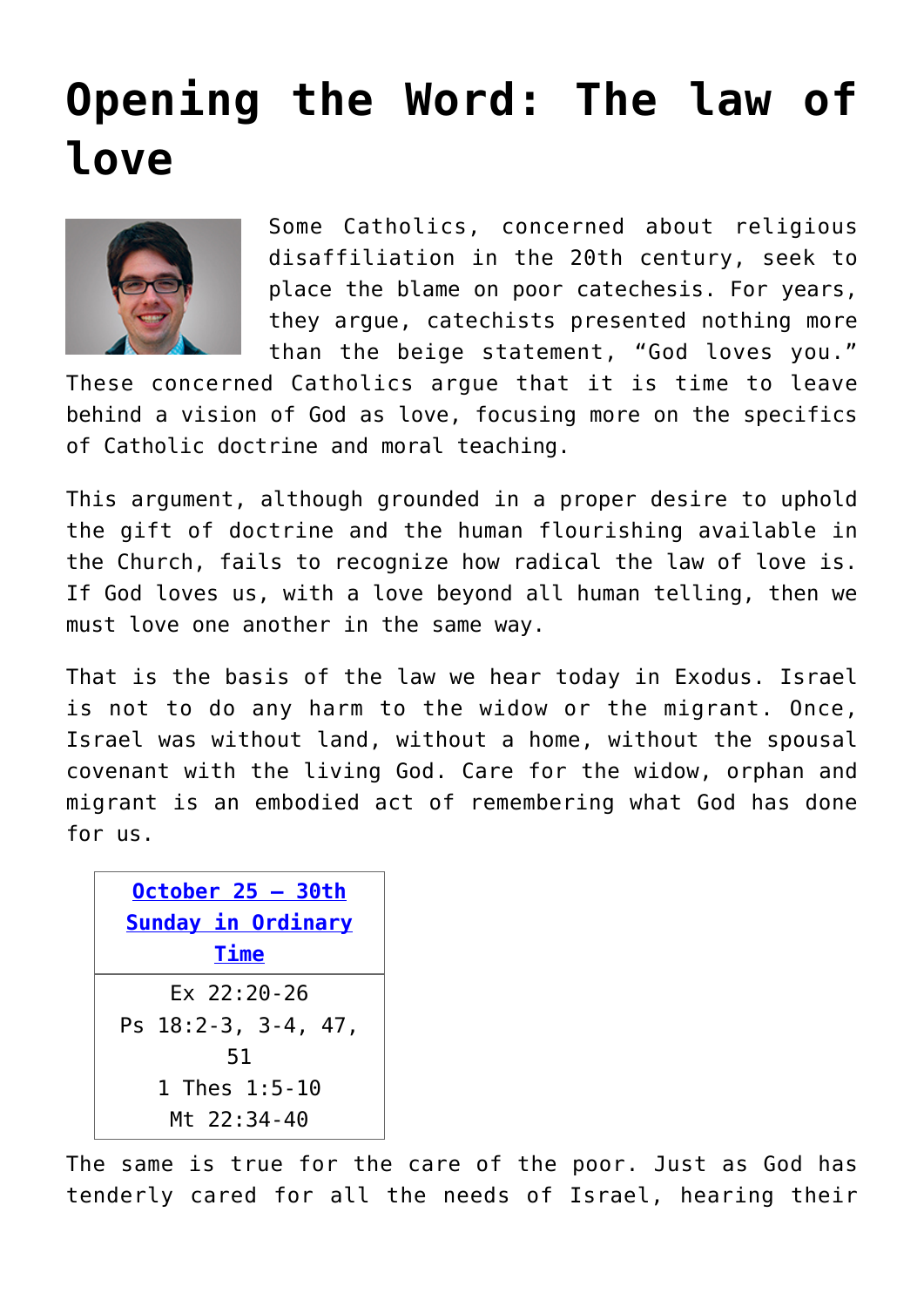# Opening the Word: The law of love

Some Catholics, concerned about religious disaffiliation in the 20th century, seek to place the blame on poor catechesis. For years, they argue, catechists presented nothing more than the beige statement, "God loves you." These concerned Catholics argue that it is time to leave behind a vision of God as love, focusing more on the specifics of Catholic doctrine and moral teaching.

This argument, although grounded in a proper desire to uphold the gift of doctrine and the human flourishing available in the Church, fails to recognize how radical the law of love is. If God loves us, with a love beyond all human telling, then we must love one another in the same way.

That is the basis of the law we hear today in Exodus. Israel is not to do any harm to the widow or the migrant. Once, Israel was without land, without a home, without the spousal covenant with the living God. Care for the widow, orphan and migrant is an embodied act of remembering what God has done for us.

| October 25 – 30th Sunday in Ordinary Time |
|---|
| Ex 22:20-26<br>Ps 18:2-3, 3-4, 47, 51<br>1 Thes 1:5-10<br>Mt 22:34-40 |

The same is true for the care of the poor. Just as God has tenderly cared for all the needs of Israel, hearing their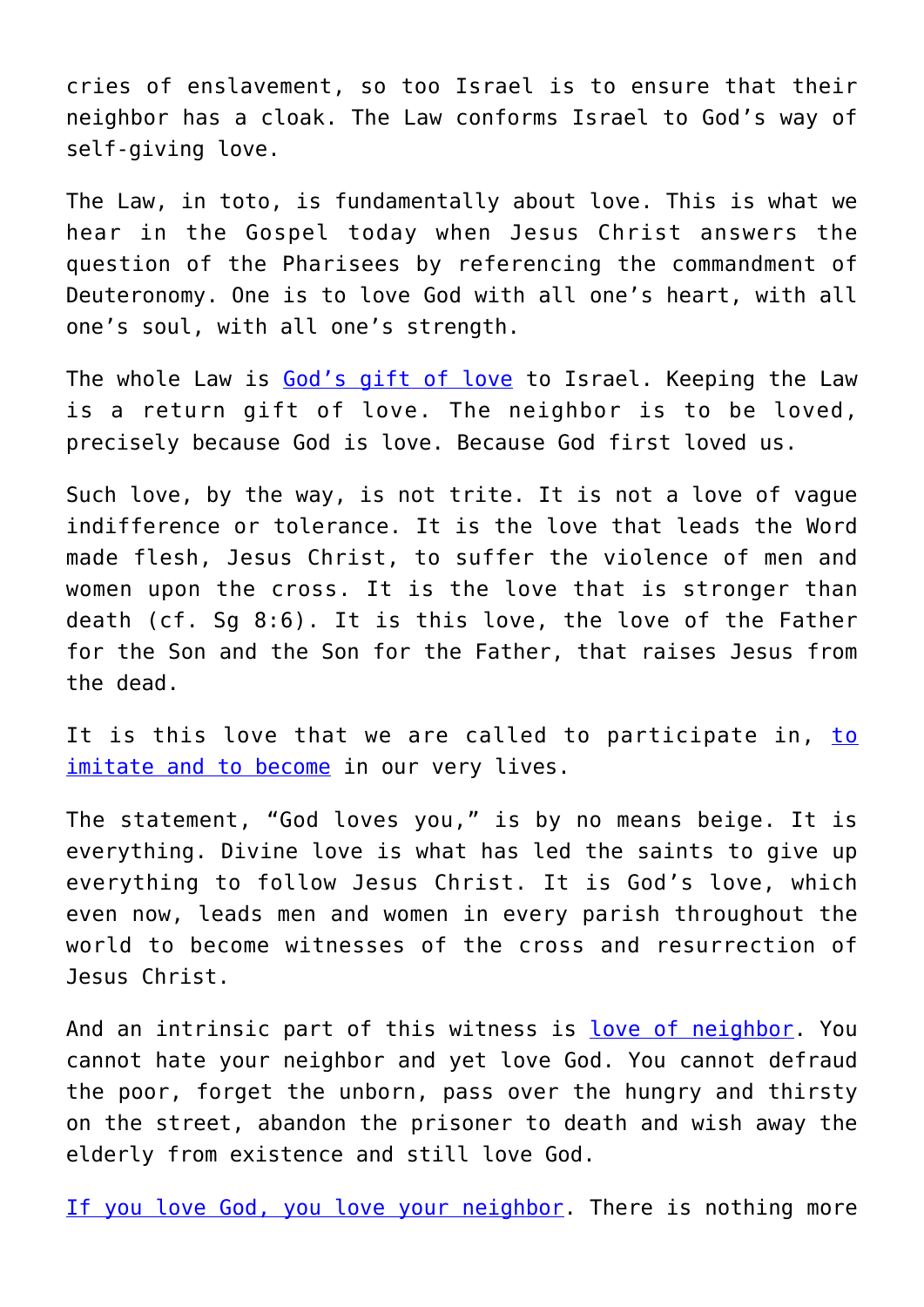cries of enslavement, so too Israel is to ensure that their neighbor has a cloak. The Law conforms Israel to God's way of self-giving love.

The Law, in toto, is fundamentally about love. This is what we hear in the Gospel today when Jesus Christ answers the question of the Pharisees by referencing the commandment of Deuteronomy. One is to love God with all one's heart, with all one's soul, with all one's strength.

The whole Law is God's gift of love to Israel. Keeping the Law is a return gift of love. The neighbor is to be loved, precisely because God is love. Because God first loved us.

Such love, by the way, is not trite. It is not a love of vague indifference or tolerance. It is the love that leads the Word made flesh, Jesus Christ, to suffer the violence of men and women upon the cross. It is the love that is stronger than death (cf. Sg 8:6). It is this love, the love of the Father for the Son and the Son for the Father, that raises Jesus from the dead.

It is this love that we are called to participate in, to imitate and to become in our very lives.

The statement, "God loves you," is by no means beige. It is everything. Divine love is what has led the saints to give up everything to follow Jesus Christ. It is God's love, which even now, leads men and women in every parish throughout the world to become witnesses of the cross and resurrection of Jesus Christ.

And an intrinsic part of this witness is love of neighbor. You cannot hate your neighbor and yet love God. You cannot defraud the poor, forget the unborn, pass over the hungry and thirsty on the street, abandon the prisoner to death and wish away the elderly from existence and still love God.

If you love God, you love your neighbor. There is nothing more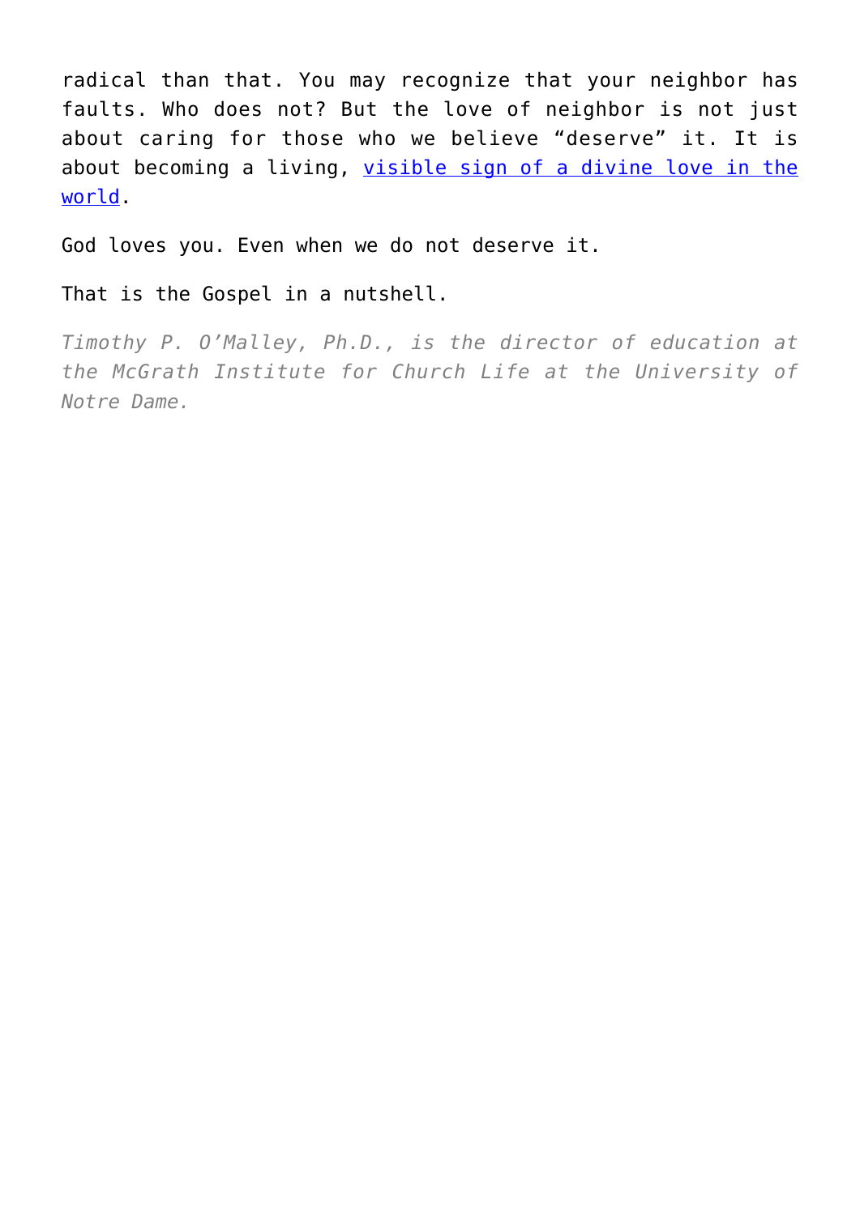radical than that. You may recognize that your neighbor has faults. Who does not? But the love of neighbor is not just about caring for those who we believe "deserve" it. It is about becoming a living, visible sign of a divine love in the world.

God loves you. Even when we do not deserve it.

That is the Gospel in a nutshell.

*Timothy P. O'Malley, Ph.D., is the director of education at the McGrath Institute for Church Life at the University of Notre Dame.*